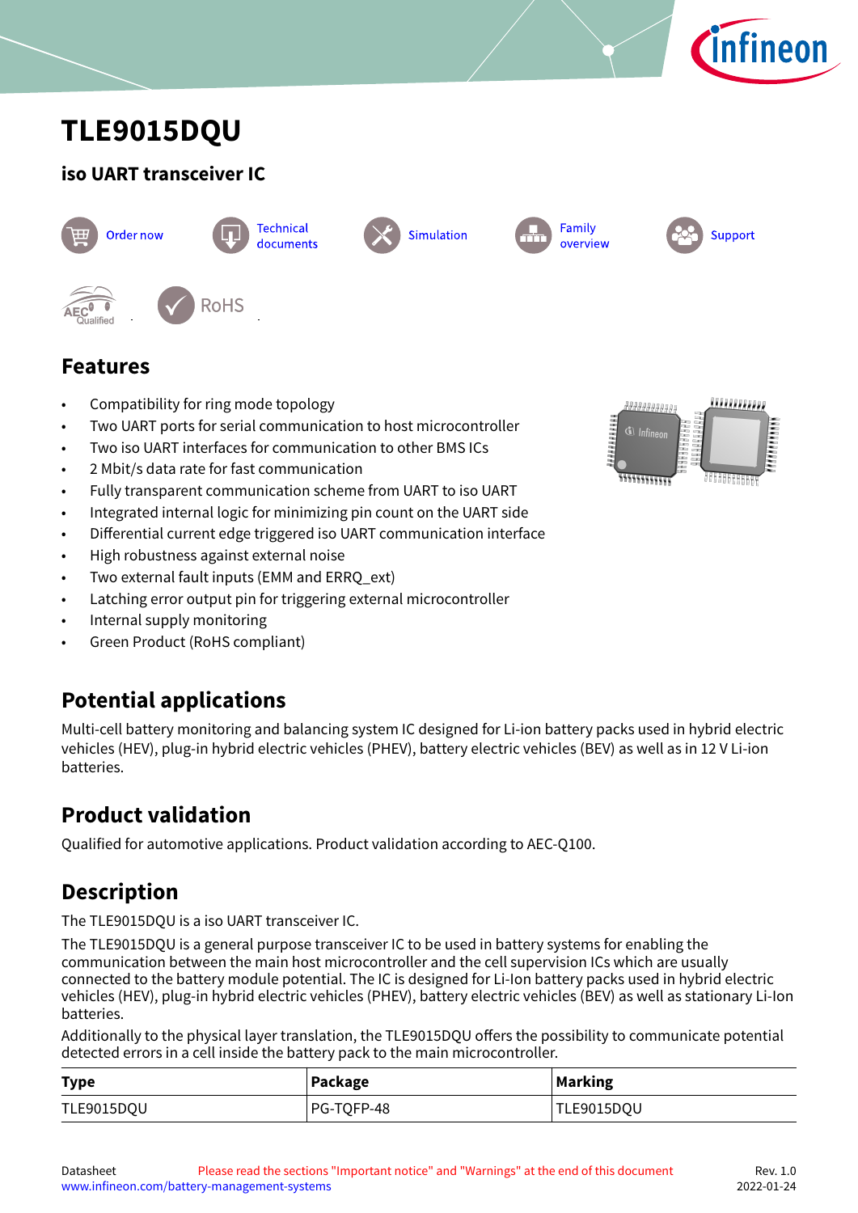# TLE9015DQU

## iso UART transceiver IC

Order now | Technical documents | Simulation | Family overview | Support

## Features

- Compatibility for ring mode topology
- Two UART ports for serial communication to host microcontroller
- Two iso UART interfaces for communication to other BMS ICs
- 2 Mbit/s data rate for fast communication
- Fully transparent communication scheme from UART to iso UART
- Integrated internal logic for minimizing pin count on the UART side
- Differential current edge triggered iso UART communication interface
- High robustness against external noise
- Two external fault inputs (EMM and ERRQ_ext)
- Latching error output pin for triggering external microcontroller
- Internal supply monitoring
- Green Product (RoHS compliant)

## Potential applications

Multi-cell battery monitoring and balancing system IC designed for Li-ion battery packs used in hybrid electric vehicles (HEV), plug-in hybrid electric vehicles (PHEV), battery electric vehicles (BEV) as well as in 12 V Li-ion batteries.

## Product validation

Qualified for automotive applications. Product validation according to AEC-Q100.

## Description

The TLE9015DQU is a iso UART transceiver IC.

The TLE9015DQU is a general purpose transceiver IC to be used in battery systems for enabling the communication between the main host microcontroller and the cell supervision ICs which are usually connected to the battery module potential. The IC is designed for Li-Ion battery packs used in hybrid electric vehicles (HEV), plug-in hybrid electric vehicles (PHEV), battery electric vehicles (BEV) as well as stationary Li-Ion batteries.

Additionally to the physical layer translation, the TLE9015DQU offers the possibility to communicate potential detected errors in a cell inside the battery pack to the main microcontroller.

| Type | Package | Marking |
|---|---|---|
| TLE9015DQU | PG-TQFP-48 | TLE9015DQU |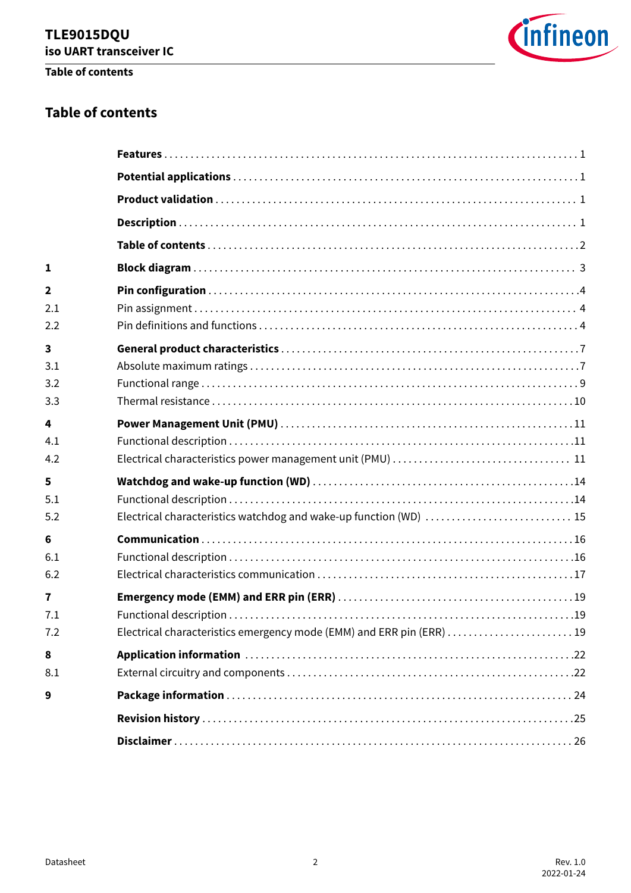# Table of contents

| | | |
|---|---|---|
| | **Features** | 1 |
| | **Potential applications** | 1 |
| | **Product validation** | 1 |
| | **Description** | 1 |
| | **Table of contents** | 2 |
| **1** | **Block diagram** | 3 |
| **2** | **Pin configuration** | 4 |
| 2.1 | Pin assignment | 4 |
| 2.2 | Pin definitions and functions | 4 |
| **3** | **General product characteristics** | 7 |
| 3.1 | Absolute maximum ratings | 7 |
| 3.2 | Functional range | 9 |
| 3.3 | Thermal resistance | 10 |
| **4** | **Power Management Unit (PMU)** | 11 |
| 4.1 | Functional description | 11 |
| 4.2 | Electrical characteristics power management unit (PMU) | 11 |
| **5** | **Watchdog and wake-up function (WD)** | 14 |
| 5.1 | Functional description | 14 |
| 5.2 | Electrical characteristics watchdog and wake-up function (WD) | 15 |
| **6** | **Communication** | 16 |
| 6.1 | Functional description | 16 |
| 6.2 | Electrical characteristics communication | 17 |
| **7** | **Emergency mode (EMM) and ERR pin (ERR)** | 19 |
| 7.1 | Functional description | 19 |
| 7.2 | Electrical characteristics emergency mode (EMM) and ERR pin (ERR) | 19 |
| **8** | **Application information** | 22 |
| 8.1 | External circuitry and components | 22 |
| **9** | **Package information** | 24 |
| | **Revision history** | 25 |
| | **Disclaimer** | 26 |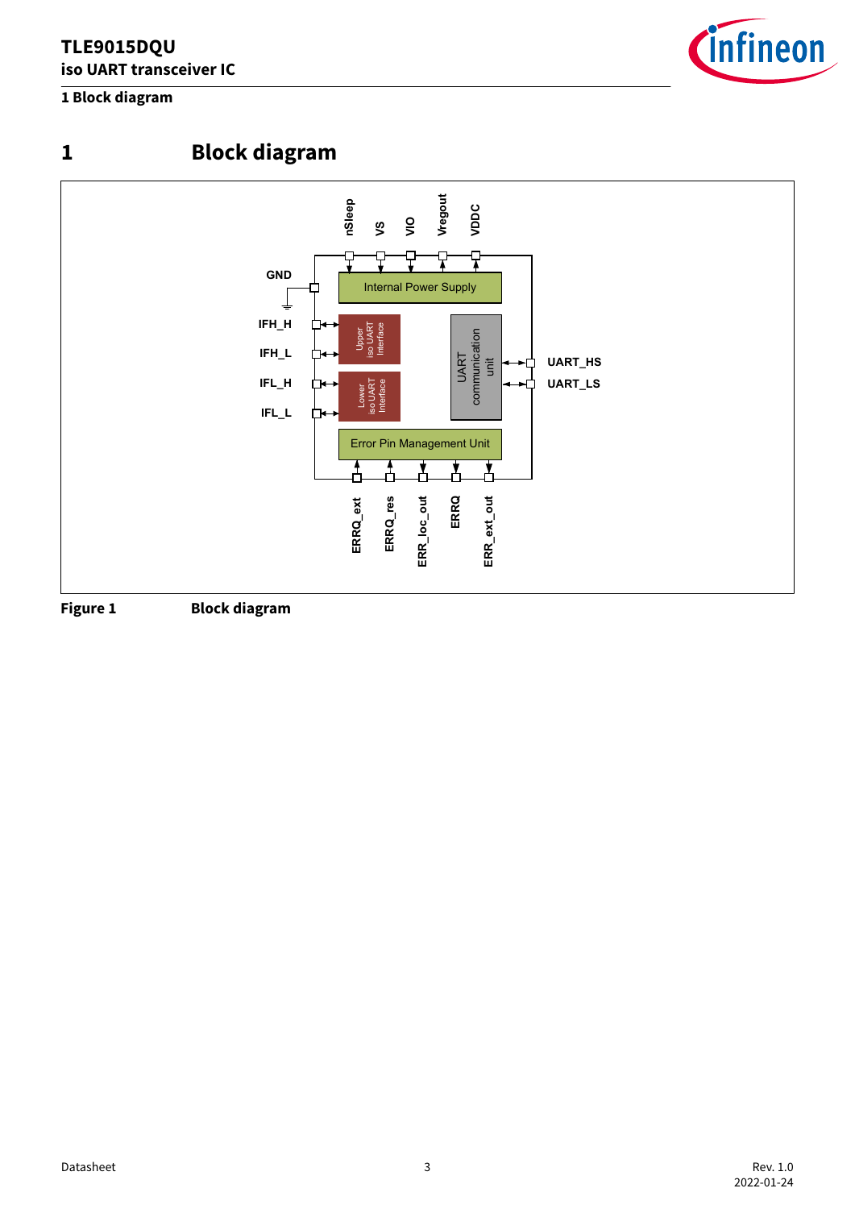# 1 Block diagram

GND

IFH_H

IFH_L

IFL_H

IFL_L

nSleep

VS

VIO

Vregout

VDDC

Internal Power Supply

Upper iso UART Interface

Lower iso UART Interface

UART communication unit

UART_HS

UART_LS

Error Pin Management Unit

ERRQ_ext

ERRQ_res

ERR_loc_out

ERRQ

ERR_ext_out

**Figure 1 Block diagram**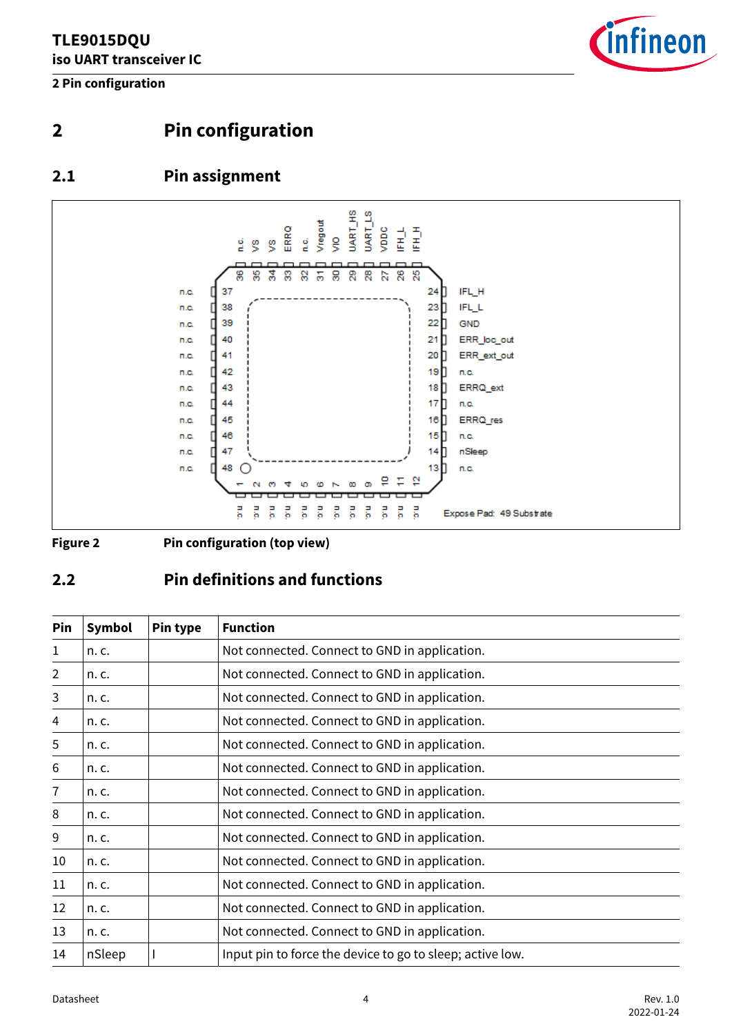# 2 Pin configuration

## 2.1 Pin assignment

Figure 2 Pin configuration (top view)

## 2.2 Pin definitions and functions

| Pin | Symbol | Pin type | Function |
|---|---|---|---|
| 1 | n. c. | | Not connected. Connect to GND in application. |
| 2 | n. c. | | Not connected. Connect to GND in application. |
| 3 | n. c. | | Not connected. Connect to GND in application. |
| 4 | n. c. | | Not connected. Connect to GND in application. |
| 5 | n. c. | | Not connected. Connect to GND in application. |
| 6 | n. c. | | Not connected. Connect to GND in application. |
| 7 | n. c. | | Not connected. Connect to GND in application. |
| 8 | n. c. | | Not connected. Connect to GND in application. |
| 9 | n. c. | | Not connected. Connect to GND in application. |
| 10 | n. c. | | Not connected. Connect to GND in application. |
| 11 | n. c. | | Not connected. Connect to GND in application. |
| 12 | n. c. | | Not connected. Connect to GND in application. |
| 13 | n. c. | | Not connected. Connect to GND in application. |
| 14 | nSleep | I | Input pin to force the device to go to sleep; active low. |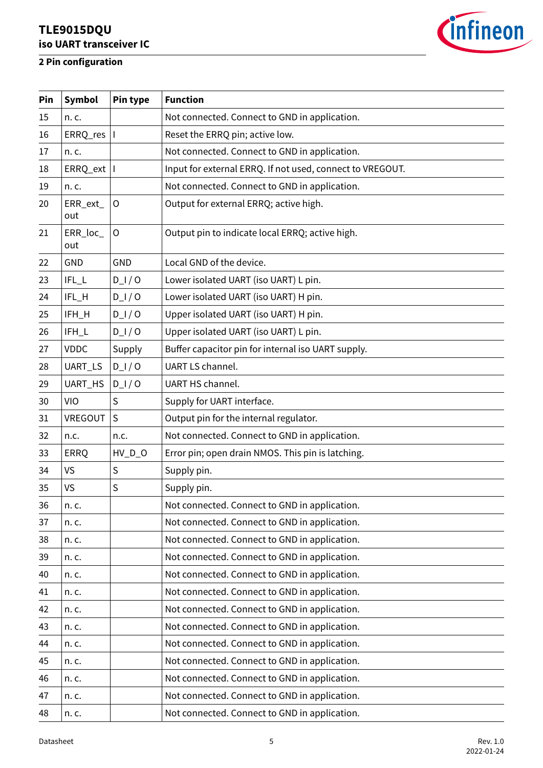| Pin | Symbol | Pin type | Function |
|---|---|---|---|
| 15 | n. c. | | Not connected. Connect to GND in application. |
| 16 | ERRQ_res | I | Reset the ERRQ pin; active low. |
| 17 | n. c. | | Not connected. Connect to GND in application. |
| 18 | ERRQ_ext | I | Input for external ERRQ. If not used, connect to VREGOUT. |
| 19 | n. c. | | Not connected. Connect to GND in application. |
| 20 | ERR_ext_out | O | Output for external ERRQ; active high. |
| 21 | ERR_loc_out | O | Output pin to indicate local ERRQ; active high. |
| 22 | GND | GND | Local GND of the device. |
| 23 | IFL_L | D_I / O | Lower isolated UART (iso UART) L pin. |
| 24 | IFL_H | D_I / O | Lower isolated UART (iso UART) H pin. |
| 25 | IFH_H | D_I / O | Upper isolated UART (iso UART) H pin. |
| 26 | IFH_L | D_I / O | Upper isolated UART (iso UART) L pin. |
| 27 | VDDC | Supply | Buffer capacitor pin for internal iso UART supply. |
| 28 | UART_LS | D_I / O | UART LS channel. |
| 29 | UART_HS | D_I / O | UART HS channel. |
| 30 | VIO | S | Supply for UART interface. |
| 31 | VREGOUT | S | Output pin for the internal regulator. |
| 32 | n.c. | n.c. | Not connected. Connect to GND in application. |
| 33 | ERRQ | HV_D_O | Error pin; open drain NMOS. This pin is latching. |
| 34 | VS | S | Supply pin. |
| 35 | VS | S | Supply pin. |
| 36 | n. c. | | Not connected. Connect to GND in application. |
| 37 | n. c. | | Not connected. Connect to GND in application. |
| 38 | n. c. | | Not connected. Connect to GND in application. |
| 39 | n. c. | | Not connected. Connect to GND in application. |
| 40 | n. c. | | Not connected. Connect to GND in application. |
| 41 | n. c. | | Not connected. Connect to GND in application. |
| 42 | n. c. | | Not connected. Connect to GND in application. |
| 43 | n. c. | | Not connected. Connect to GND in application. |
| 44 | n. c. | | Not connected. Connect to GND in application. |
| 45 | n. c. | | Not connected. Connect to GND in application. |
| 46 | n. c. | | Not connected. Connect to GND in application. |
| 47 | n. c. | | Not connected. Connect to GND in application. |
| 48 | n. c. | | Not connected. Connect to GND in application. |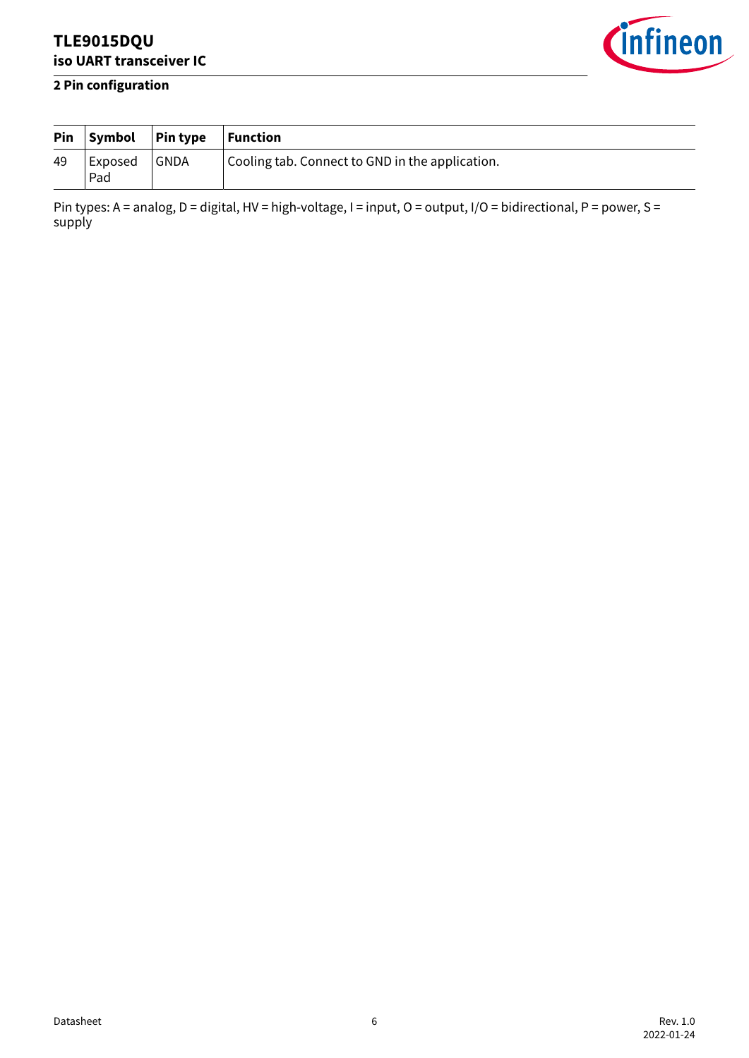| Pin | Symbol | Pin type | Function |
|---|---|---|---|
| 49 | Exposed Pad | GNDA | Cooling tab. Connect to GND in the application. |

Pin types: A = analog, D = digital, HV = high-voltage, I = input, O = output, I/O = bidirectional, P = power, S = supply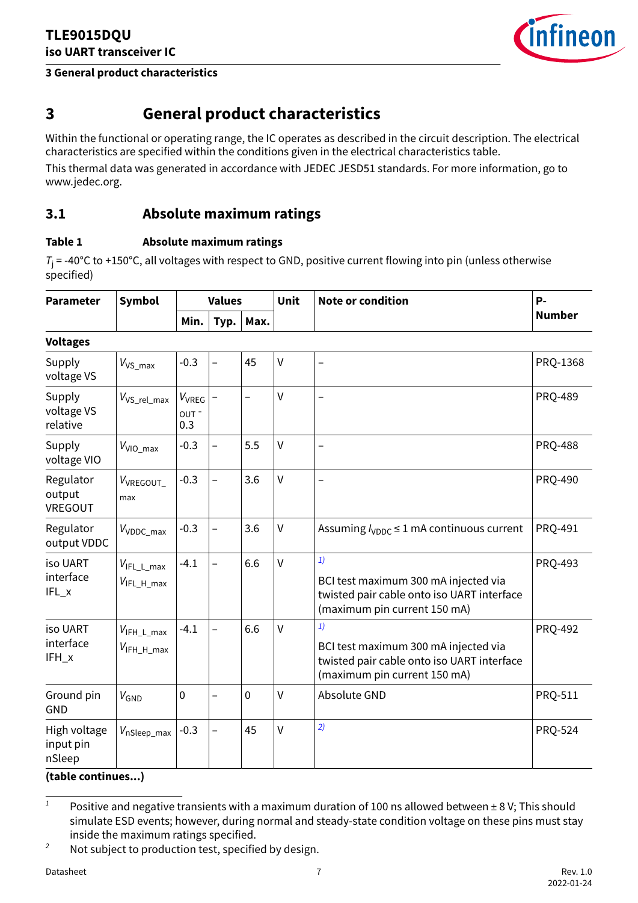# 3 General product characteristics

Within the functional or operating range, the IC operates as described in the circuit description. The electrical characteristics are specified within the conditions given in the electrical characteristics table.

This thermal data was generated in accordance with JEDEC JESD51 standards. For more information, go to www.jedec.org.

## 3.1 Absolute maximum ratings

**Table 1 Absolute maximum ratings**

$T_j$ = -40°C to +150°C, all voltages with respect to GND, positive current flowing into pin (unless otherwise specified)

| Parameter | Symbol | Values | | | Unit | Note or condition | P-Number |
|---|---|---|---|---|---|---|---|
| | | Min. | Typ. | Max. | | | |
| **Voltages** | | | | | | | |
| Supply voltage VS | $V_{VS\_max}$ | -0.3 | – | 45 | V | – | PRQ-1368 |
| Supply voltage VS relative | $V_{VS\_rel\_max}$ | $V_{VREGOUT}$ - 0.3 | – | – | V | – | PRQ-489 |
| Supply voltage VIO | $V_{VIO\_max}$ | -0.3 | – | 5.5 | V | – | PRQ-488 |
| Regulator output VREGOUT | $V_{VREGOUT\_max}$ | -0.3 | – | 3.6 | V | – | PRQ-490 |
| Regulator output VDDC | $V_{VDDC\_max}$ | -0.3 | – | 3.6 | V | Assuming $I_{VDDC}$ ≤ 1 mA continuous current | PRQ-491 |
| iso UART interface IFL_x | $V_{IFL\_L\_max}$ $V_{IFL\_H\_max}$ | -4.1 | – | 6.6 | V | [1] BCI test maximum 300 mA injected via twisted pair cable onto iso UART interface (maximum pin current 150 mA) | PRQ-493 |
| iso UART interface IFH_x | $V_{IFH\_L\_max}$ $V_{IFH\_H\_max}$ | -4.1 | – | 6.6 | V | [1] BCI test maximum 300 mA injected via twisted pair cable onto iso UART interface (maximum pin current 150 mA) | PRQ-492 |
| Ground pin GND | $V_{GND}$ | 0 | – | 0 | V | Absolute GND | PRQ-511 |
| High voltage input pin nSleep | $V_{nSleep\_max}$ | -0.3 | – | 45 | V | [2] | PRQ-524 |

**(table continues...)**

[1] Positive and negative transients with a maximum duration of 100 ns allowed between ± 8 V; This should simulate ESD events; however, during normal and steady-state condition voltage on these pins must stay inside the maximum ratings specified.

[2] Not subject to production test, specified by design.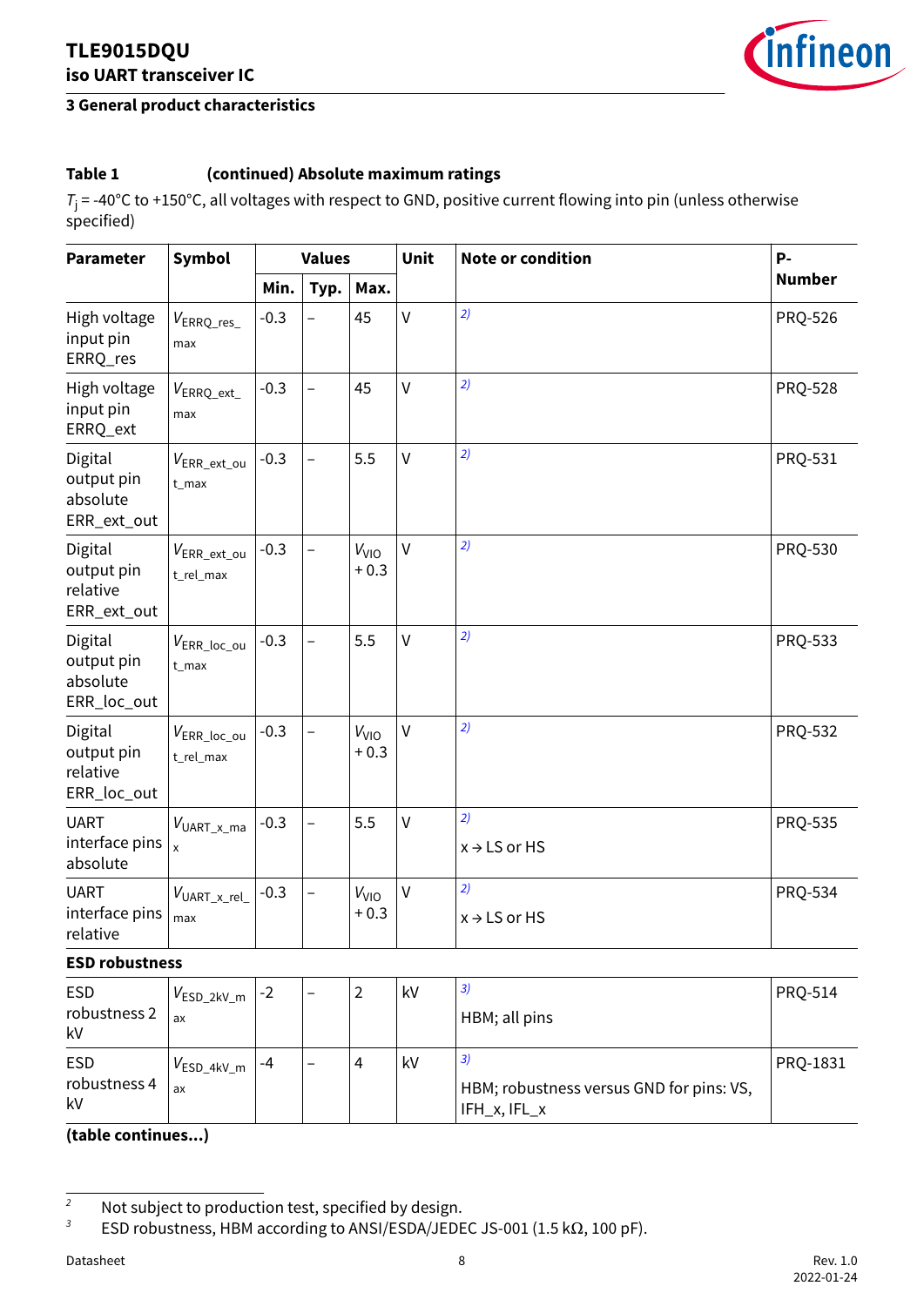### 3 General product characteristics

**Table 1 (continued) Absolute maximum ratings**

$T_j$ = -40°C to +150°C, all voltages with respect to GND, positive current flowing into pin (unless otherwise specified)

| Parameter | Symbol | Values | | | Unit | Note or condition | P-Number |
|---|---|---|---|---|---|---|---|
| | | Min. | Typ. | Max. | | | |
| High voltage input pin ERRQ_res | $V_{ERRQ\_res\_max}$ | -0.3 | – | 45 | V | [2] | PRQ-526 |
| High voltage input pin ERRQ_ext | $V_{ERRQ\_ext\_max}$ | -0.3 | – | 45 | V | [2] | PRQ-528 |
| Digital output pin absolute ERR_ext_out | $V_{ERR\_ext\_out\_max}$ | -0.3 | – | 5.5 | V | [2] | PRQ-531 |
| Digital output pin relative ERR_ext_out | $V_{ERR\_ext\_out\_rel\_max}$ | -0.3 | – | $V_{VIO}$ + 0.3 | V | [2] | PRQ-530 |
| Digital output pin absolute ERR_loc_out | $V_{ERR\_loc\_out\_max}$ | -0.3 | – | 5.5 | V | [2] | PRQ-533 |
| Digital output pin relative ERR_loc_out | $V_{ERR\_loc\_out\_rel\_max}$ | -0.3 | – | $V_{VIO}$ + 0.3 | V | [2] | PRQ-532 |
| UART interface pins absolute | $V_{UART\_x\_max}$ | -0.3 | – | 5.5 | V | [2] x → LS or HS | PRQ-535 |
| UART interface pins relative | $V_{UART\_x\_rel\_max}$ | -0.3 | – | $V_{VIO}$ + 0.3 | V | [2] x → LS or HS | PRQ-534 |
| **ESD robustness** | | | | | | | |
| ESD robustness 2 kV | $V_{ESD\_2kV\_max}$ | -2 | – | 2 | kV | [3] HBM; all pins | PRQ-514 |
| ESD robustness 4 kV | $V_{ESD\_4kV\_max}$ | -4 | – | 4 | kV | [3] HBM; robustness versus GND for pins: VS, IFH_x, IFL_x | PRQ-1831 |

**(table continues...)**

[2] Not subject to production test, specified by design.

[3] ESD robustness, HBM according to ANSI/ESDA/JEDEC JS-001 (1.5 kΩ, 100 pF).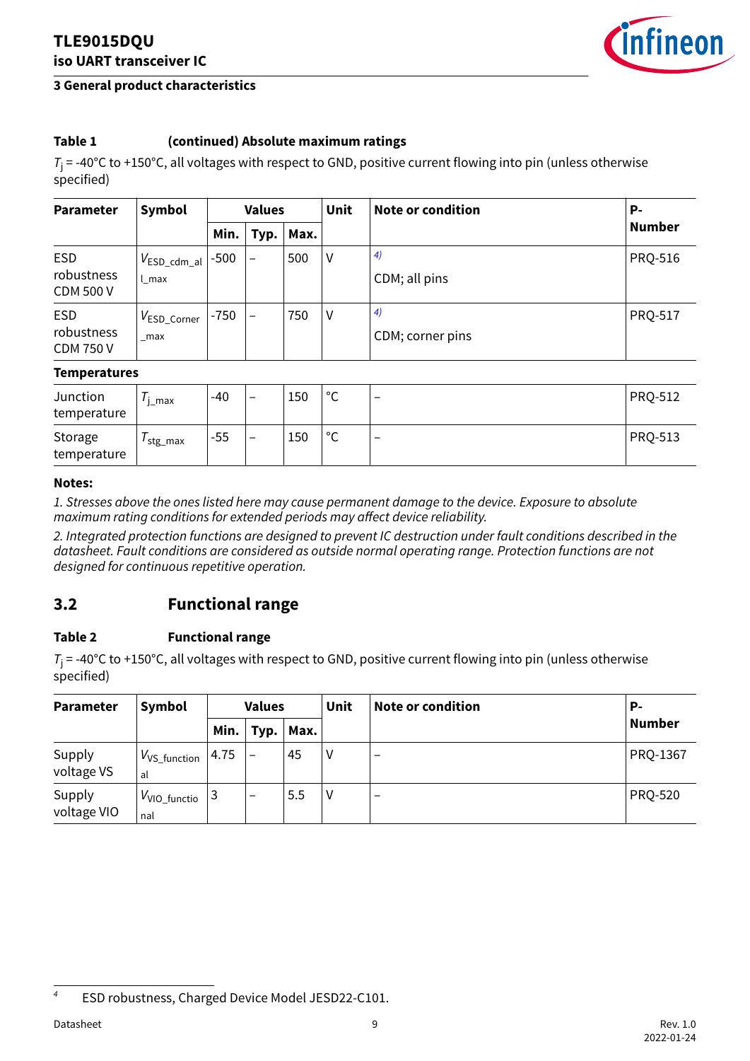**Table 1 (continued) Absolute maximum ratings**

$T_j$ = -40°C to +150°C, all voltages with respect to GND, positive current flowing into pin (unless otherwise specified)

| Parameter | Symbol | Values | | | Unit | Note or condition | P-Number |
|---|---|---|---|---|---|---|---|
| | | Min. | Typ. | Max. | | | |
| ESD robustness CDM 500 V | $V_{ESD\_cdm\_all\_max}$ | -500 | – | 500 | V | [4] CDM; all pins | PRQ-516 |
| ESD robustness CDM 750 V | $V_{ESD\_Corner\_max}$ | -750 | – | 750 | V | [4] CDM; corner pins | PRQ-517 |
| **Temperatures** | | | | | | | |
| Junction temperature | $T_{j\_max}$ | -40 | – | 150 | °C | – | PRQ-512 |
| Storage temperature | $T_{stg\_max}$ | -55 | – | 150 | °C | – | PRQ-513 |

**Notes:**

*1. Stresses above the ones listed here may cause permanent damage to the device. Exposure to absolute maximum rating conditions for extended periods may affect device reliability.*

*2. Integrated protection functions are designed to prevent IC destruction under fault conditions described in the datasheet. Fault conditions are considered as outside normal operating range. Protection functions are not designed for continuous repetitive operation.*

## 3.2 Functional range

**Table 2 Functional range**

$T_j$ = -40°C to +150°C, all voltages with respect to GND, positive current flowing into pin (unless otherwise specified)

| Parameter | Symbol | Values | | | Unit | Note or condition | P-Number |
|---|---|---|---|---|---|---|---|
| | | Min. | Typ. | Max. | | | |
| Supply voltage VS | $V_{VS\_functional}$ | 4.75 | – | 45 | V | – | PRQ-1367 |
| Supply voltage VIO | $V_{VIO\_functional}$ | 3 | – | 5.5 | V | – | PRQ-520 |

---

4 ESD robustness, Charged Device Model JESD22-C101.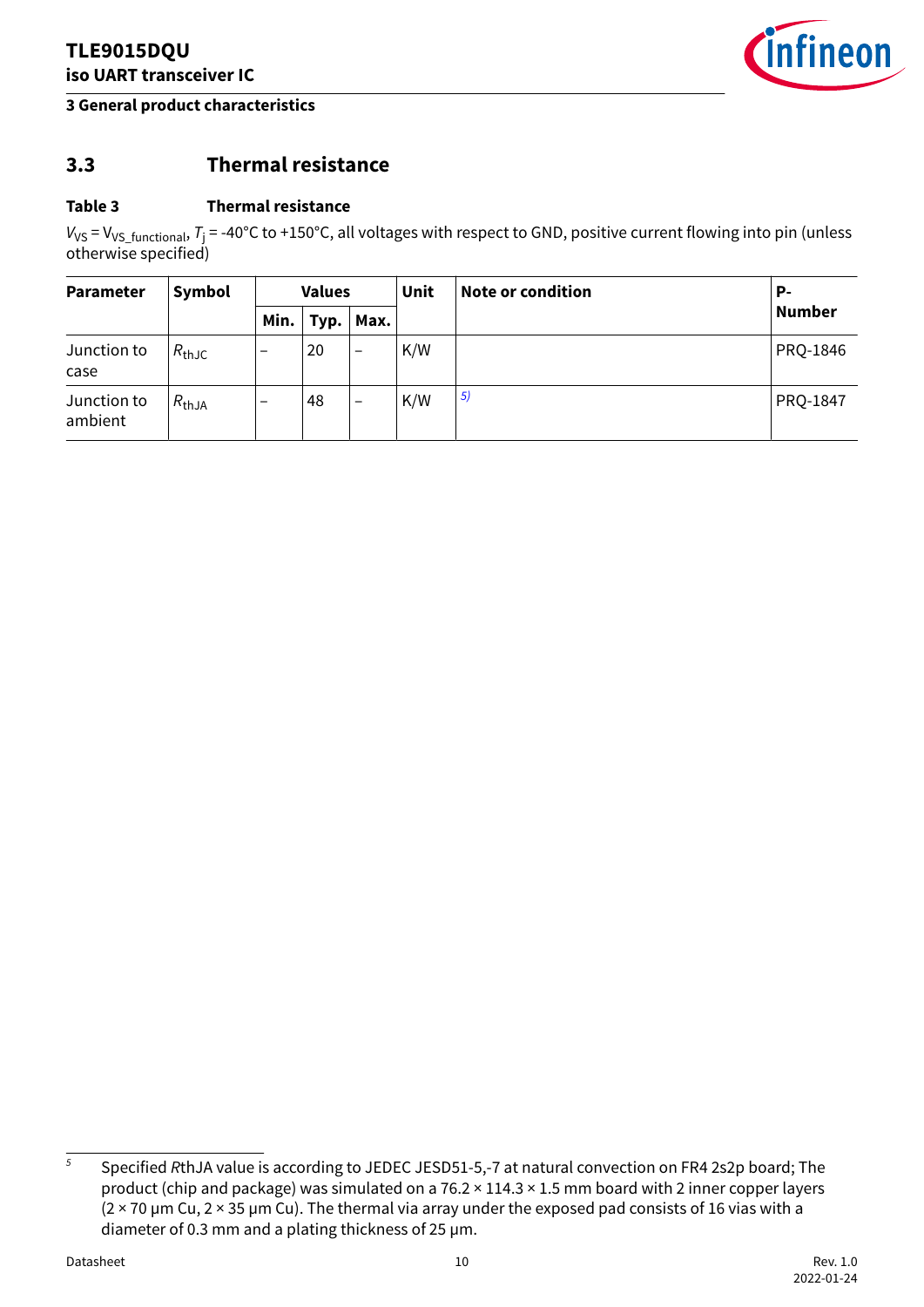## 3.3 Thermal resistance

**Table 3 Thermal resistance**

$V_{VS} = V_{VS\_functional}$, $T_j$ = -40°C to +150°C, all voltages with respect to GND, positive current flowing into pin (unless otherwise specified)

| Parameter | Symbol | Values | | | Unit | Note or condition | P-Number |
|---|---|---|---|---|---|---|---|
| | | Min. | Typ. | Max. | | | |
| Junction to case | $R_{thJC}$ | – | 20 | – | K/W | | PRQ-1846 |
| Junction to ambient | $R_{thJA}$ | – | 48 | – | K/W | [5] | PRQ-1847 |

[5] Specified $R$thJA value is according to JEDEC JESD51-5,-7 at natural convection on FR4 2s2p board; The product (chip and package) was simulated on a 76.2 × 114.3 × 1.5 mm board with 2 inner copper layers (2 × 70 µm Cu, 2 × 35 µm Cu). The thermal via array under the exposed pad consists of 16 vias with a diameter of 0.3 mm and a plating thickness of 25 µm.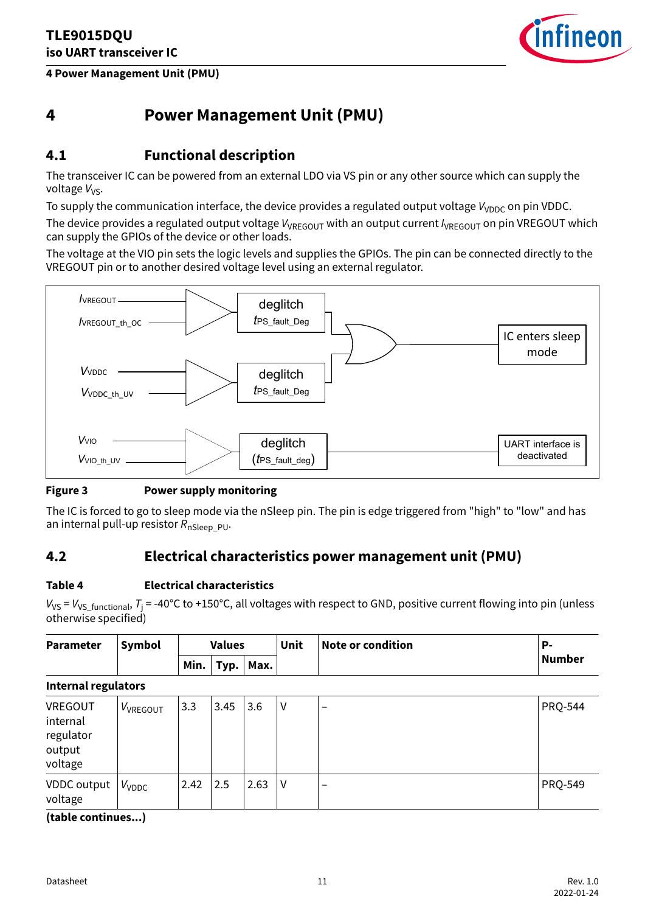# 4 Power Management Unit (PMU)

## 4.1 Functional description

The transceiver IC can be powered from an external LDO via VS pin or any other source which can supply the voltage $V_{VS}$.

To supply the communication interface, the device provides a regulated output voltage $V_{VDDC}$ on pin VDDC.

The device provides a regulated output voltage $V_{VREGOUT}$ with an output current $I_{VREGOUT}$ on pin VREGOUT which can supply the GPIOs of the device or other loads.

The voltage at the VIO pin sets the logic levels and supplies the GPIOs. The pin can be connected directly to the VREGOUT pin or to another desired voltage level using an external regulator.

**Figure 3** Power supply monitoring

The IC is forced to go to sleep mode via the nSleep pin. The pin is edge triggered from "high" to "low" and has an internal pull-up resistor $R_{nSleep\_PU}$.

## 4.2 Electrical characteristics power management unit (PMU)

**Table 4** Electrical characteristics

$V_{VS} = V_{VS\_functional}$, $T_j$ = -40°C to +150°C, all voltages with respect to GND, positive current flowing into pin (unless otherwise specified)

| Parameter | Symbol | Values | | | Unit | Note or condition | P-Number |
|---|---|---|---|---|---|---|---|
| | | Min. | Typ. | Max. | | | |
| **Internal regulators** | | | | | | | |
| VREGOUT internal regulator output voltage | $V_{VREGOUT}$ | 3.3 | 3.45 | 3.6 | V | – | PRQ-544 |
| VDDC output voltage | $V_{VDDC}$ | 2.42 | 2.5 | 2.63 | V | – | PRQ-549 |

**(table continues...)**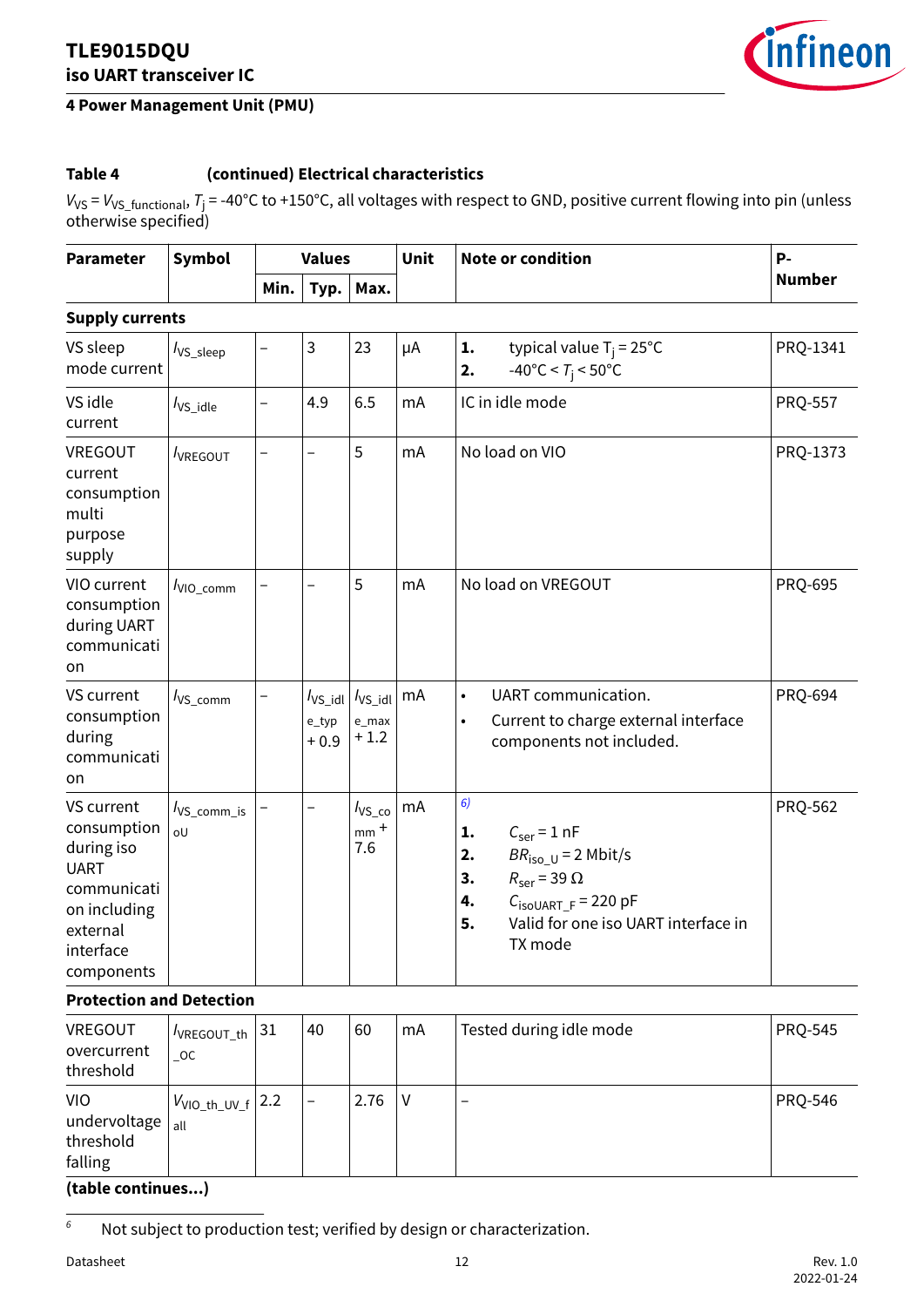## 4 Power Management Unit (PMU)

**Table 4 (continued) Electrical characteristics**

$V_{VS} = V_{VS\_functional}$, $T_j$ = -40°C to +150°C, all voltages with respect to GND, positive current flowing into pin (unless otherwise specified)

| Parameter | Symbol | Values | | | Unit | Note or condition | P-Number |
|---|---|---|---|---|---|---|---|
| | | Min. | Typ. | Max. | | | |
| **Supply currents** | | | | | | | |
| VS sleep mode current | $I_{VS\_sleep}$ | – | 3 | 23 | µA | **1.** typical value $T_j$ = 25°C<br>**2.** -40°C < $T_j$ < 50°C | PRQ-1341 |
| VS idle current | $I_{VS\_idle}$ | – | 4.9 | 6.5 | mA | IC in idle mode | PRQ-557 |
| VREGOUT current consumption multi purpose supply | $I_{VREGOUT}$ | – | – | 5 | mA | No load on VIO | PRQ-1373 |
| VIO current consumption during UART communication | $I_{VIO\_comm}$ | – | – | 5 | mA | No load on VREGOUT | PRQ-695 |
| VS current consumption during communication | $I_{VS\_comm}$ | – | $I_{VS\_idle\_typ}$ + 0.9 | $I_{VS\_idle\_max}$ + 1.2 | mA | • UART communication.<br>• Current to charge external interface components not included. | PRQ-694 |
| VS current consumption during iso UART communication including external interface components | $I_{VS\_comm\_isoU}$ | – | – | $I_{VS\_comm}$ + 7.6 | mA | [6]<br>**1.** $C_{ser}$ = 1 nF<br>**2.** $BR_{iso\_U}$ = 2 Mbit/s<br>**3.** $R_{ser}$ = 39 Ω<br>**4.** $C_{isoUART\_F}$ = 220 pF<br>**5.** Valid for one iso UART interface in TX mode | PRQ-562 |
| **Protection and Detection** | | | | | | | |
| VREGOUT overcurrent threshold | $I_{VREGOUT\_th\_OC}$ | 31 | 40 | 60 | mA | Tested during idle mode | PRQ-545 |
| VIO undervoltage threshold falling | $V_{VIO\_th\_UV\_fall}$ | 2.2 | – | 2.76 | V | – | PRQ-546 |

**(table continues...)**

[6] Not subject to production test; verified by design or characterization.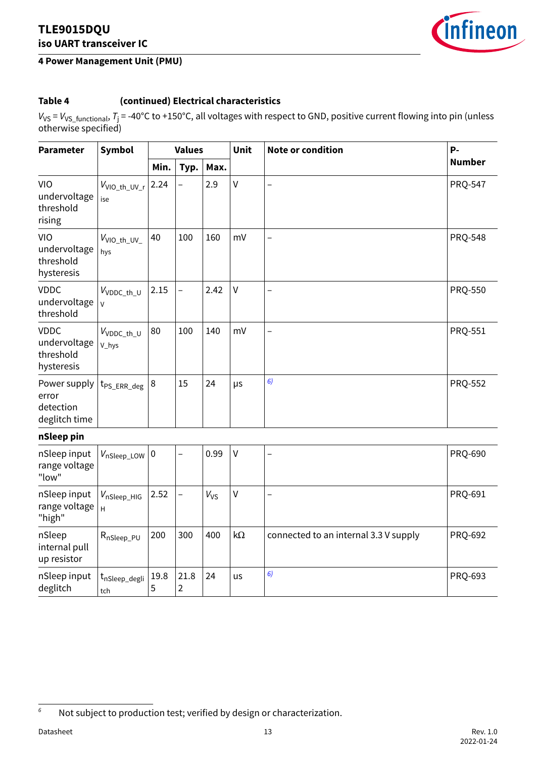**Table 4 (continued) Electrical characteristics**

$V_{VS}$ = $V_{VS\_functional}$, $T_j$ = -40°C to +150°C, all voltages with respect to GND, positive current flowing into pin (unless otherwise specified)

| Parameter | Symbol | Values | | | Unit | Note or condition | P-Number |
|---|---|---|---|---|---|---|---|
| | | Min. | Typ. | Max. | | | |
| VIO undervoltage threshold rising | $V_{VIO\_th\_UV\_rise}$ | 2.24 | – | 2.9 | V | – | PRQ-547 |
| VIO undervoltage threshold hysteresis | $V_{VIO\_th\_UV\_hys}$ | 40 | 100 | 160 | mV | – | PRQ-548 |
| VDDC undervoltage threshold | $V_{VDDC\_th\_UV}$ | 2.15 | – | 2.42 | V | – | PRQ-550 |
| VDDC undervoltage threshold hysteresis | $V_{VDDC\_th\_UV\_hys}$ | 80 | 100 | 140 | mV | – | PRQ-551 |
| Power supply error detection deglitch time | $t_{PS\_ERR\_deg}$ | 8 | 15 | 24 | µs | [6] | PRQ-552 |
| **nSleep pin** | | | | | | | |
| nSleep input range voltage "low" | $V_{nSleep\_LOW}$ | 0 | – | 0.99 | V | – | PRQ-690 |
| nSleep input range voltage "high" | $V_{nSleep\_HIGH}$ | 2.52 | – | $V_{VS}$ | V | – | PRQ-691 |
| nSleep internal pull up resistor | $R_{nSleep\_PU}$ | 200 | 300 | 400 | kΩ | connected to an internal 3.3 V supply | PRQ-692 |
| nSleep input deglitch | $t_{nSleep\_deglitch}$ | 19.85 | 21.82 | 24 | us | [6] | PRQ-693 |

[6] Not subject to production test; verified by design or characterization.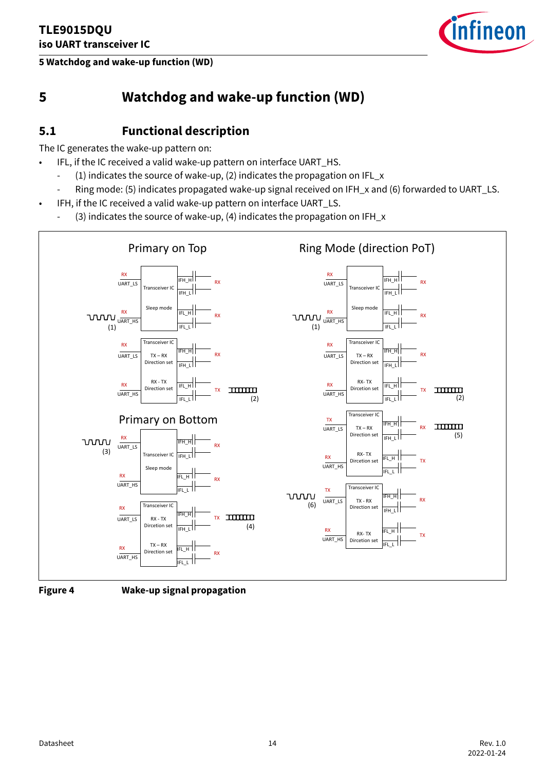# 5 Watchdog and wake-up function (WD)

## 5.1 Functional description

The IC generates the wake-up pattern on:

- IFL, if the IC received a valid wake-up pattern on interface UART_HS.
  - (1) indicates the source of wake-up, (2) indicates the propagation on IFL_x
  - Ring mode: (5) indicates propagated wake-up signal received on IFH_x and (6) forwarded to UART_LS.
- IFH, if the IC received a valid wake-up pattern on interface UART_LS.
  - (3) indicates the source of wake-up, (4) indicates the propagation on IFH_x

**Figure 4 Wake-up signal propagation**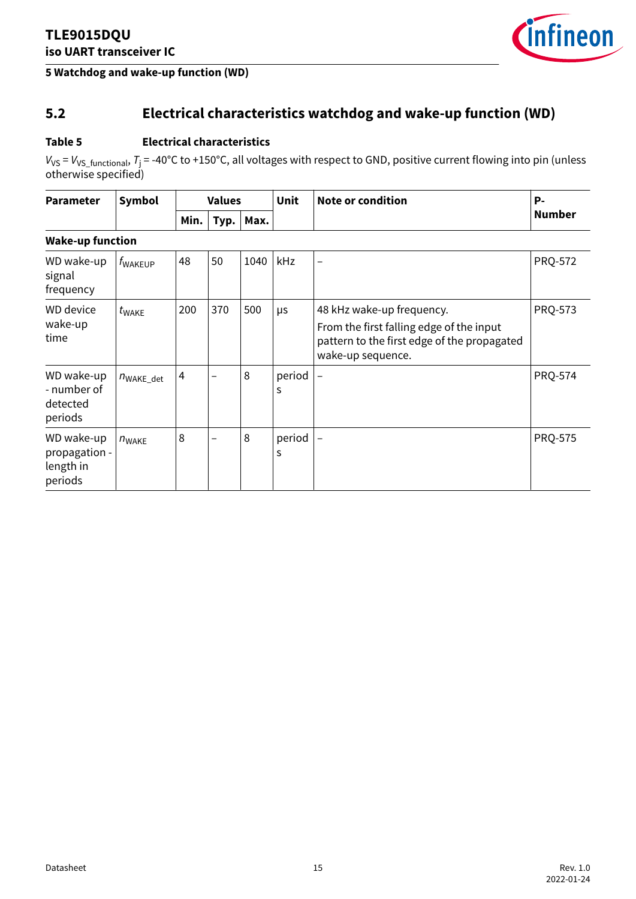## 5.2 Electrical characteristics watchdog and wake-up function (WD)

**Table 5 Electrical characteristics**

$V_{VS} = V_{VS\_functional}$, $T_j$ = -40°C to +150°C, all voltages with respect to GND, positive current flowing into pin (unless otherwise specified)

| Parameter | Symbol | Values | | | Unit | Note or condition | P-Number |
|---|---|---|---|---|---|---|---|
| | | Min. | Typ. | Max. | | | |
| **Wake-up function** | | | | | | | |
| WD wake-up signal frequency | $f_{WAKEUP}$ | 48 | 50 | 1040 | kHz | – | PRQ-572 |
| WD device wake-up time | $t_{WAKE}$ | 200 | 370 | 500 | µs | 48 kHz wake-up frequency. From the first falling edge of the input pattern to the first edge of the propagated wake-up sequence. | PRQ-573 |
| WD wake-up - number of detected periods | $n_{WAKE\_det}$ | 4 | – | 8 | periods | – | PRQ-574 |
| WD wake-up propagation - length in periods | $n_{WAKE}$ | 8 | – | 8 | periods | – | PRQ-575 |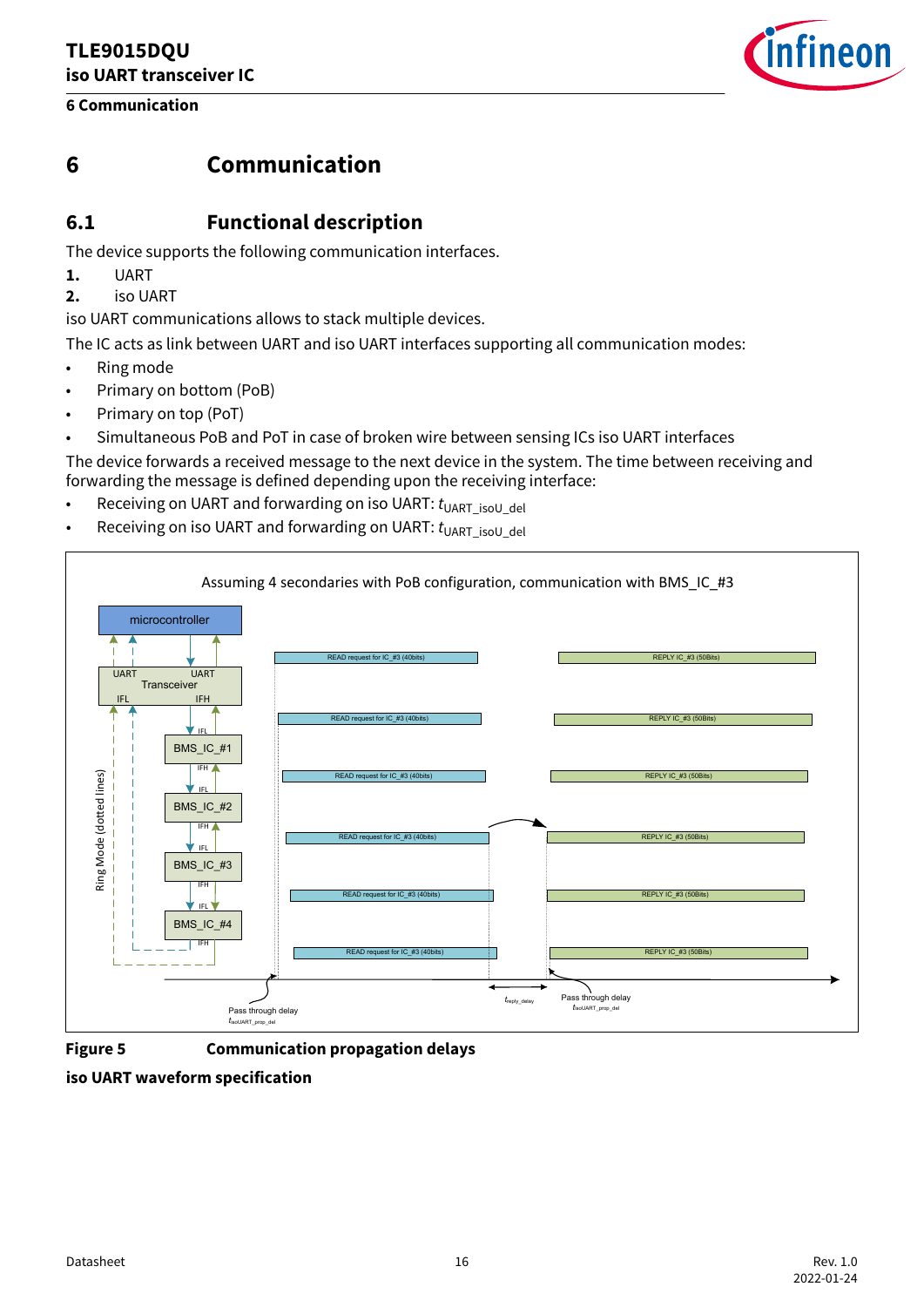# 6 Communication

## 6.1 Functional description

The device supports the following communication interfaces.

1. UART
2. iso UART

iso UART communications allows to stack multiple devices.

The IC acts as link between UART and iso UART interfaces supporting all communication modes:

- Ring mode
- Primary on bottom (PoB)
- Primary on top (PoT)
- Simultaneous PoB and PoT in case of broken wire between sensing ICs iso UART interfaces

The device forwards a received message to the next device in the system. The time between receiving and forwarding the message is defined depending upon the receiving interface:

- Receiving on UART and forwarding on iso UART: $t_{UART\_isoU\_del}$
- Receiving on iso UART and forwarding on UART: $t_{UART\_isoU\_del}$

**Figure 5 Communication propagation delays**

**iso UART waveform specification**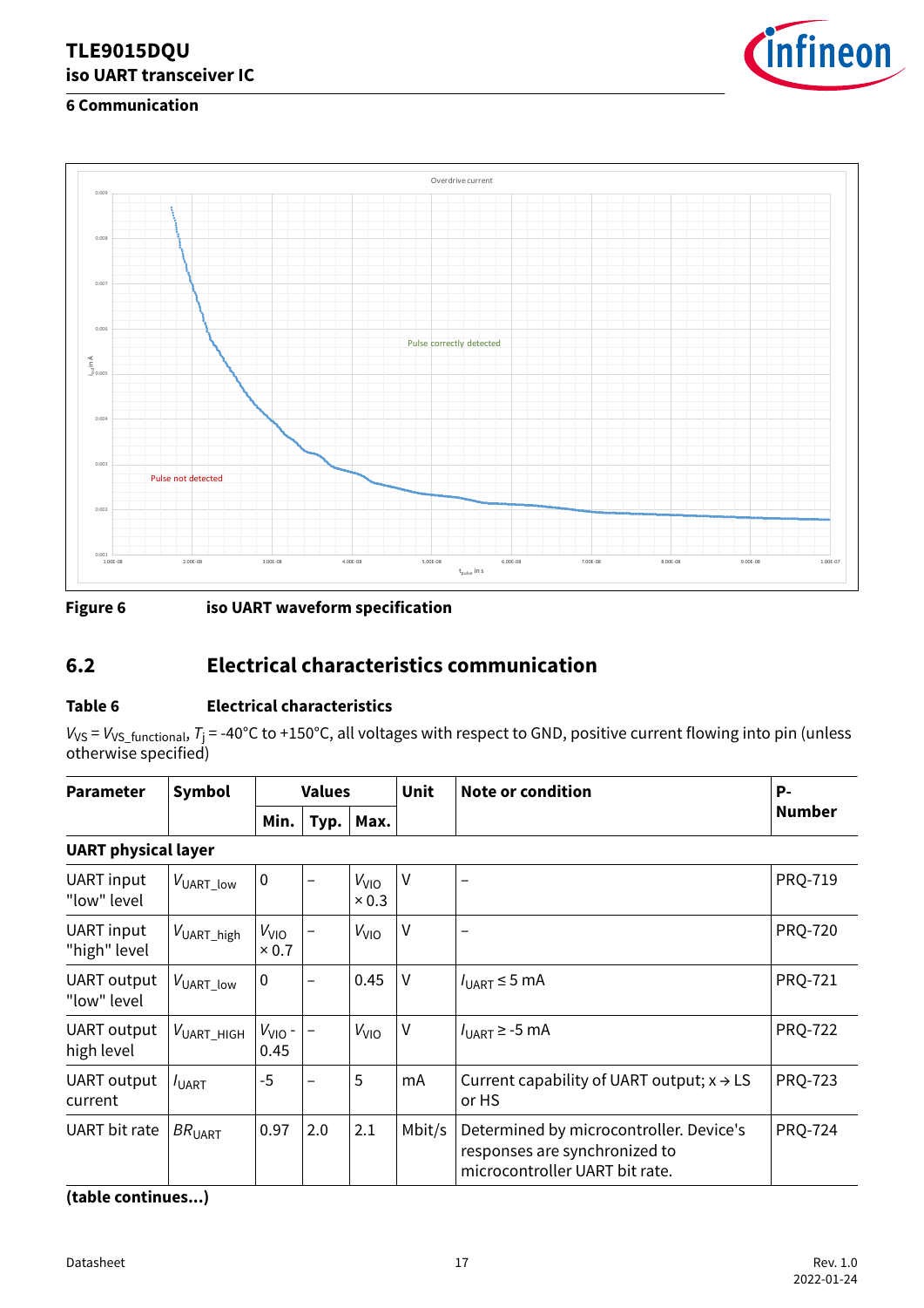Overdrive current

Pulse correctly detected

Pulse not detected

Figure 6 iso UART waveform specification

## 6.2 Electrical characteristics communication

**Table 6 Electrical characteristics**

$V_{VS} = V_{VS\_functional}$, $T_j$ = -40°C to +150°C, all voltages with respect to GND, positive current flowing into pin (unless otherwise specified)

| Parameter | Symbol | Values | | | Unit | Note or condition | P-Number |
|---|---|---|---|---|---|---|---|
| | | Min. | Typ. | Max. | | | |
| **UART physical layer** | | | | | | | |
| UART input "low" level | $V_{UART\_low}$ | 0 | – | $V_{VIO}$ × 0.3 | V | – | PRQ-719 |
| UART input "high" level | $V_{UART\_high}$ | $V_{VIO}$ × 0.7 | – | $V_{VIO}$ | V | – | PRQ-720 |
| UART output "low" level | $V_{UART\_low}$ | 0 | – | 0.45 | V | $I_{UART}$ ≤ 5 mA | PRQ-721 |
| UART output high level | $V_{UART\_HIGH}$ | $V_{VIO}$ - 0.45 | – | $V_{VIO}$ | V | $I_{UART}$ ≥ -5 mA | PRQ-722 |
| UART output current | $I_{UART}$ | -5 | – | 5 | mA | Current capability of UART output; x → LS or HS | PRQ-723 |
| UART bit rate | $BR_{UART}$ | 0.97 | 2.0 | 2.1 | Mbit/s | Determined by microcontroller. Device's responses are synchronized to microcontroller UART bit rate. | PRQ-724 |

**(table continues...)**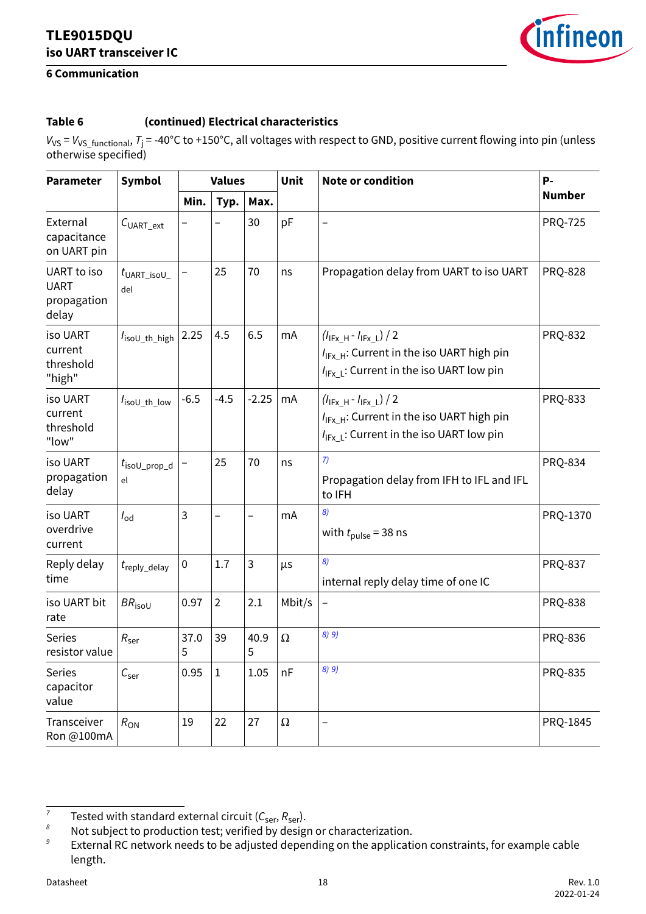**Table 6 (continued) Electrical characteristics**

$V_{VS} = V_{VS\_functional}$, $T_j$ = -40°C to +150°C, all voltages with respect to GND, positive current flowing into pin (unless otherwise specified)

| Parameter | Symbol | Values | | | Unit | Note or condition | P-Number |
|---|---|---|---|---|---|---|---|
| | | Min. | Typ. | Max. | | | |
| External capacitance on UART pin | $C_{UART\_ext}$ | – | – | 30 | pF | – | PRQ-725 |
| UART to iso UART propagation delay | $t_{UART\_isoU\_del}$ | – | 25 | 70 | ns | Propagation delay from UART to iso UART | PRQ-828 |
| iso UART current threshold "high" | $I_{isoU\_th\_high}$ | 2.25 | 4.5 | 6.5 | mA | $(I_{IFx\_H} - I_{IFx\_L}) / 2$<br>$I_{IFx\_H}$: Current in the iso UART high pin<br>$I_{IFx\_L}$: Current in the iso UART low pin | PRQ-832 |
| iso UART current threshold "low" | $I_{isoU\_th\_low}$ | -6.5 | -4.5 | -2.25 | mA | $(I_{IFx\_H} - I_{IFx\_L}) / 2$<br>$I_{IFx\_H}$: Current in the iso UART high pin<br>$I_{IFx\_L}$: Current in the iso UART low pin | PRQ-833 |
| iso UART propagation delay | $t_{isoU\_prop\_del}$ | – | 25 | 70 | ns | [7]<br>Propagation delay from IFH to IFL and IFL to IFH | PRQ-834 |
| iso UART overdrive current | $I_{od}$ | 3 | – | – | mA | [8]<br>with $t_{pulse}$ = 38 ns | PRQ-1370 |
| Reply delay time | $t_{reply\_delay}$ | 0 | 1.7 | 3 | µs | [8]<br>internal reply delay time of one IC | PRQ-837 |
| iso UART bit rate | $BR_{isoU}$ | 0.97 | 2 | 2.1 | Mbit/s | – | PRQ-838 |
| Series resistor value | $R_{ser}$ | 37.05 | 39 | 40.95 | Ω | [8] [9] | PRQ-836 |
| Series capacitor value | $C_{ser}$ | 0.95 | 1 | 1.05 | nF | [8] [9] | PRQ-835 |
| Transceiver Ron @100mA | $R_{ON}$ | 19 | 22 | 27 | Ω | – | PRQ-1845 |

[7] Tested with standard external circuit ($C_{ser}$, $R_{ser}$).

[8] Not subject to production test; verified by design or characterization.

[9] External RC network needs to be adjusted depending on the application constraints, for example cable length.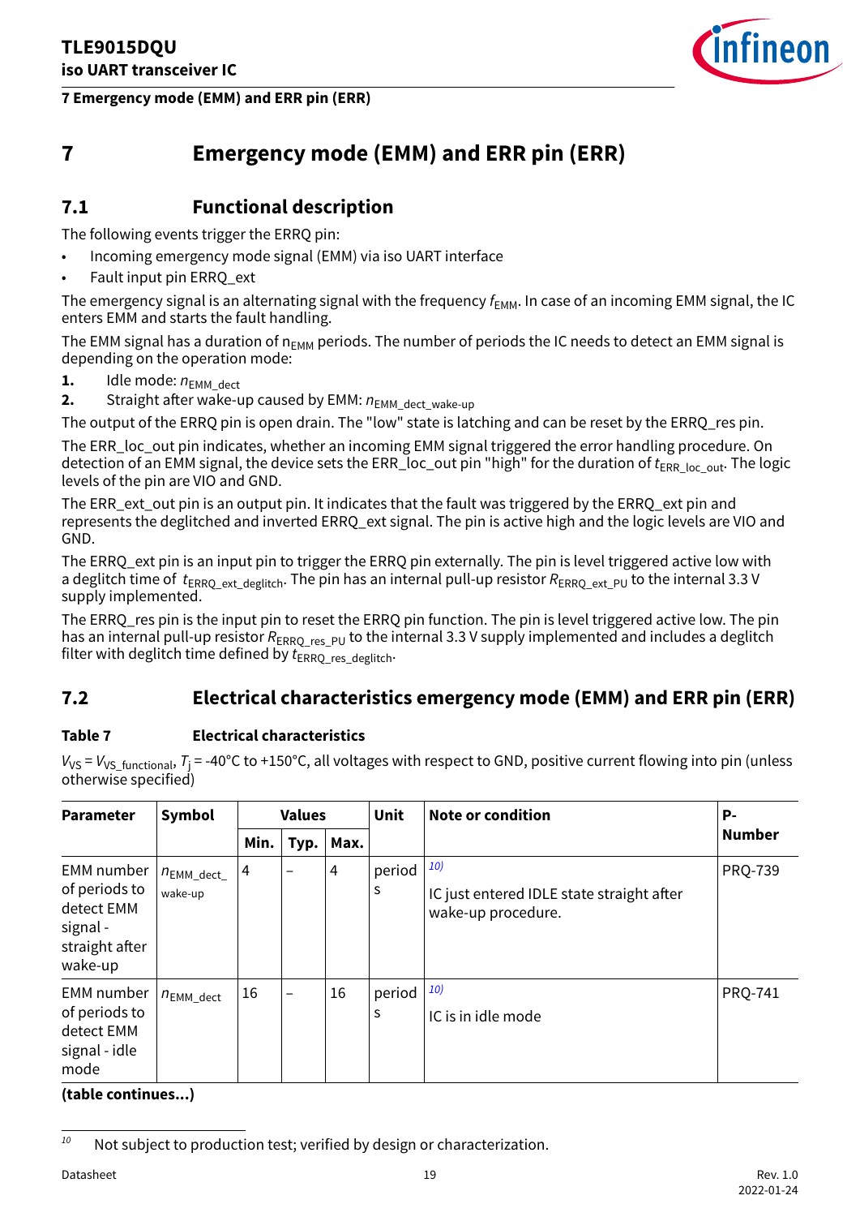# 7 Emergency mode (EMM) and ERR pin (ERR)

## 7.1 Functional description

The following events trigger the ERRQ pin:

- Incoming emergency mode signal (EMM) via iso UART interface
- Fault input pin ERRQ_ext

The emergency signal is an alternating signal with the frequency $f_{EMM}$. In case of an incoming EMM signal, the IC enters EMM and starts the fault handling.

The EMM signal has a duration of $n_{EMM}$ periods. The number of periods the IC needs to detect an EMM signal is depending on the operation mode:

1. Idle mode: $n_{EMM\_dect}$
2. Straight after wake-up caused by EMM: $n_{EMM\_dect\_wake-up}$

The output of the ERRQ pin is open drain. The "low" state is latching and can be reset by the ERRQ_res pin.

The ERR_loc_out pin indicates, whether an incoming EMM signal triggered the error handling procedure. On detection of an EMM signal, the device sets the ERR_loc_out pin "high" for the duration of $t_{ERR\_loc\_out}$. The logic levels of the pin are VIO and GND.

The ERR_ext_out pin is an output pin. It indicates that the fault was triggered by the ERRQ_ext pin and represents the deglitched and inverted ERRQ_ext signal. The pin is active high and the logic levels are VIO and GND.

The ERRQ_ext pin is an input pin to trigger the ERRQ pin externally. The pin is level triggered active low with a deglitch time of $t_{ERRQ\_ext\_deglitch}$. The pin has an internal pull-up resistor $R_{ERRQ\_ext\_PU}$ to the internal 3.3 V supply implemented.

The ERRQ_res pin is the input pin to reset the ERRQ pin function. The pin is level triggered active low. The pin has an internal pull-up resistor $R_{ERRQ\_res\_PU}$ to the internal 3.3 V supply implemented and includes a deglitch filter with deglitch time defined by $t_{ERRQ\_res\_deglitch}$.

## 7.2 Electrical characteristics emergency mode (EMM) and ERR pin (ERR)

**Table 7 Electrical characteristics**

$V_{VS} = V_{VS\_functional}$, $T_j$ = -40°C to +150°C, all voltages with respect to GND, positive current flowing into pin (unless otherwise specified)

| Parameter | Symbol | Values | | | Unit | Note or condition | P-Number |
|---|---|---|---|---|---|---|---|
| | | Min. | Typ. | Max. | | | |
| EMM number of periods to detect EMM signal - straight after wake-up | $n_{EMM\_dect\_wake-up}$ | 4 | – | 4 | periods | [10] IC just entered IDLE state straight after wake-up procedure. | PRQ-739 |
| EMM number of periods to detect EMM signal - idle mode | $n_{EMM\_dect}$ | 16 | – | 16 | periods | [10] IC is in idle mode | PRQ-741 |

**(table continues...)**

[10] Not subject to production test; verified by design or characterization.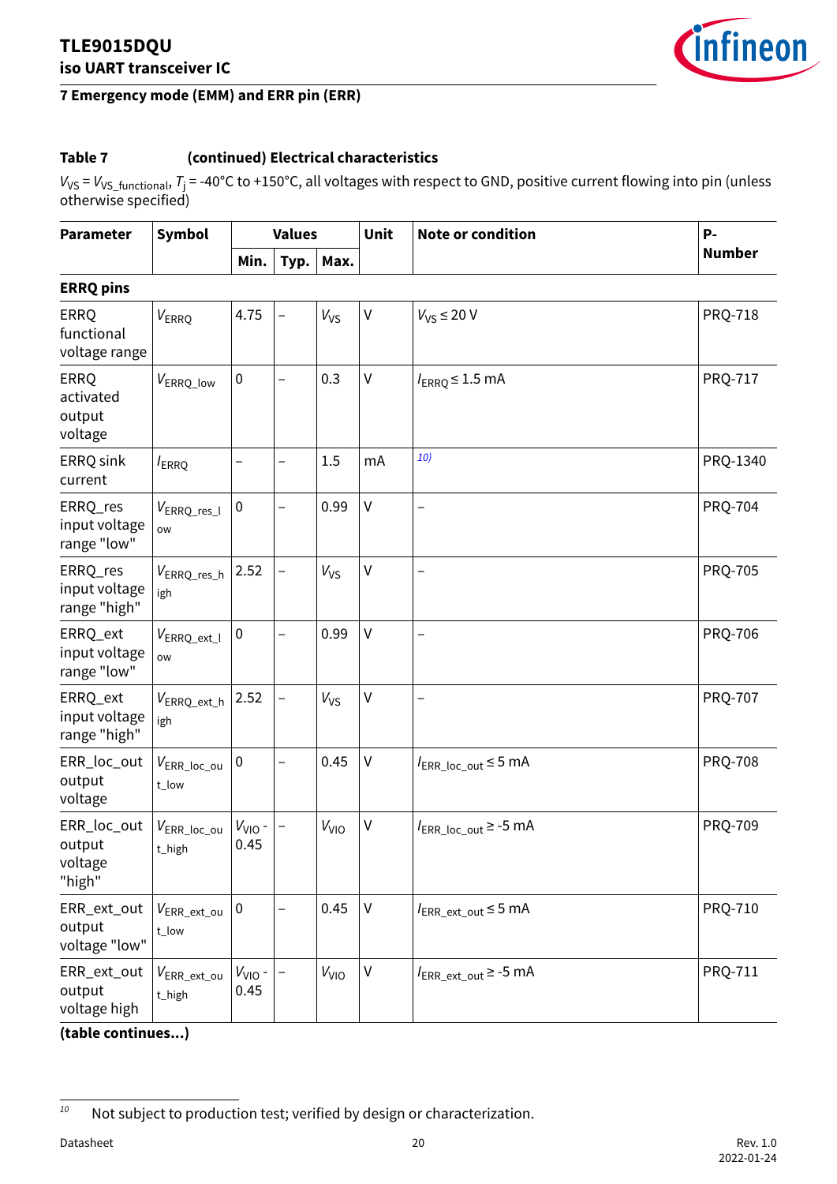## Table 7 (continued) Electrical characteristics

$V_{VS}$ = $V_{VS\_functional}$, $T_j$ = -40°C to +150°C, all voltages with respect to GND, positive current flowing into pin (unless otherwise specified)

| Parameter | Symbol | Values | | | Unit | Note or condition | P-Number |
|---|---|---|---|---|---|---|---|
| | | Min. | Typ. | Max. | | | |
| **ERRQ pins** | | | | | | | |
| ERRQ functional voltage range | $V_{ERRQ}$ | 4.75 | – | $V_{VS}$ | V | $V_{VS}$ ≤ 20 V | PRQ-718 |
| ERRQ activated output voltage | $V_{ERRQ\_low}$ | 0 | – | 0.3 | V | $I_{ERRQ}$ ≤ 1.5 mA | PRQ-717 |
| ERRQ sink current | $I_{ERRQ}$ | – | – | 1.5 | mA | [10] | PRQ-1340 |
| ERRQ_res input voltage range "low" | $V_{ERRQ\_res\_low}$ | 0 | – | 0.99 | V | – | PRQ-704 |
| ERRQ_res input voltage range "high" | $V_{ERRQ\_res\_high}$ | 2.52 | – | $V_{VS}$ | V | – | PRQ-705 |
| ERRQ_ext input voltage range "low" | $V_{ERRQ\_ext\_low}$ | 0 | – | 0.99 | V | – | PRQ-706 |
| ERRQ_ext input voltage range "high" | $V_{ERRQ\_ext\_high}$ | 2.52 | – | $V_{VS}$ | V | – | PRQ-707 |
| ERR_loc_out output voltage | $V_{ERR\_loc\_out\_low}$ | 0 | – | 0.45 | V | $I_{ERR\_loc\_out}$ ≤ 5 mA | PRQ-708 |
| ERR_loc_out output voltage "high" | $V_{ERR\_loc\_out\_high}$ | $V_{VIO}$ - 0.45 | – | $V_{VIO}$ | V | $I_{ERR\_loc\_out}$ ≥ -5 mA | PRQ-709 |
| ERR_ext_out output voltage "low" | $V_{ERR\_ext\_out\_low}$ | 0 | – | 0.45 | V | $I_{ERR\_ext\_out}$ ≤ 5 mA | PRQ-710 |
| ERR_ext_out output voltage high | $V_{ERR\_ext\_out\_high}$ | $V_{VIO}$ - 0.45 | – | $V_{VIO}$ | V | $I_{ERR\_ext\_out}$ ≥ -5 mA | PRQ-711 |

**(table continues...)**

[10] Not subject to production test; verified by design or characterization.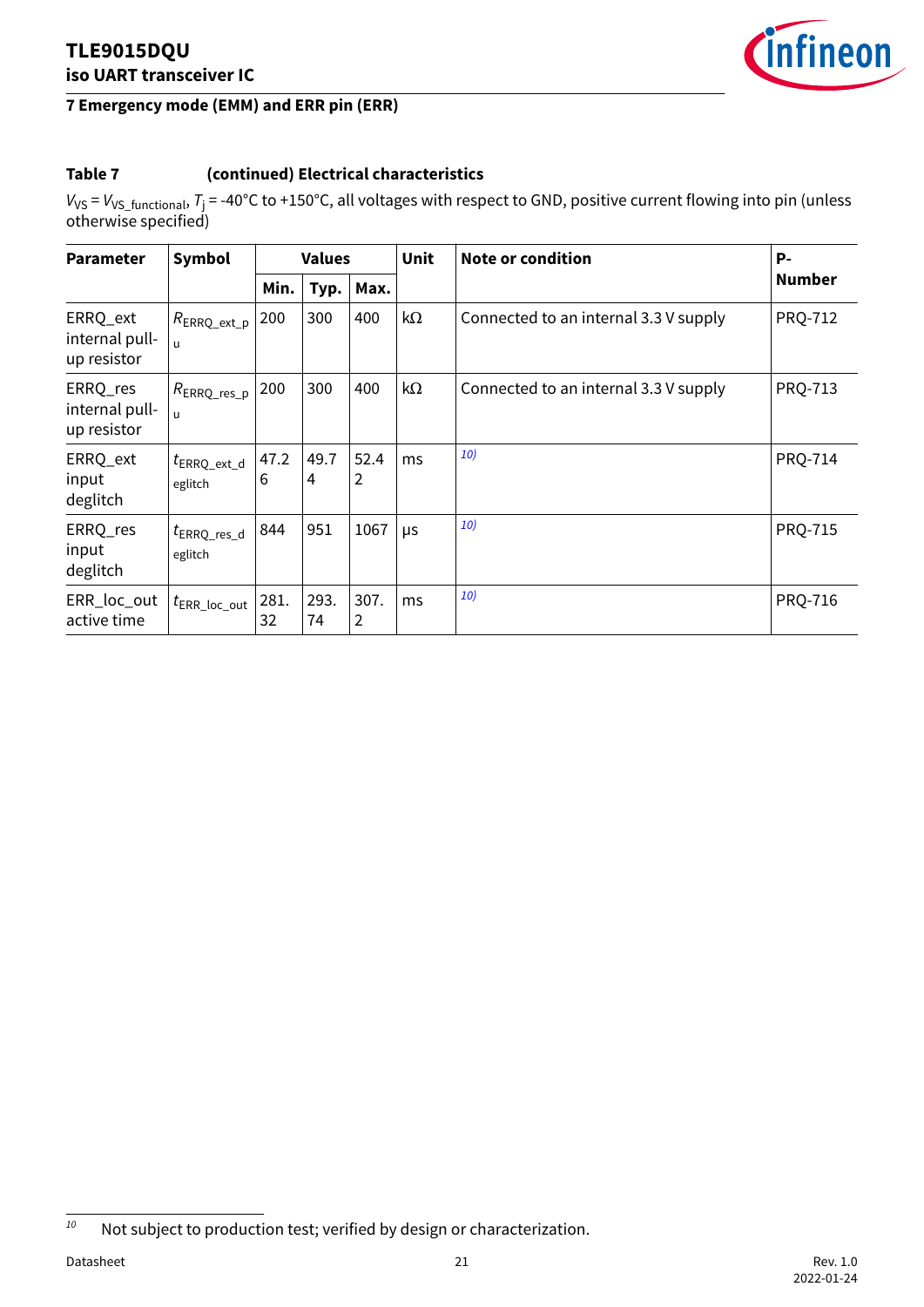**Table 7 (continued) Electrical characteristics**

$V_{VS} = V_{VS\_functional}$, $T_j$ = -40°C to +150°C, all voltages with respect to GND, positive current flowing into pin (unless otherwise specified)

| Parameter | Symbol | Values | | | Unit | Note or condition | P-Number |
|---|---|---|---|---|---|---|---|
| | | Min. | Typ. | Max. | | | |
| ERRQ_ext internal pull-up resistor | $R_{ERRQ\_ext\_pu}$ | 200 | 300 | 400 | kΩ | Connected to an internal 3.3 V supply | PRQ-712 |
| ERRQ_res internal pull-up resistor | $R_{ERRQ\_res\_pu}$ | 200 | 300 | 400 | kΩ | Connected to an internal 3.3 V supply | PRQ-713 |
| ERRQ_ext input deglitch | $t_{ERRQ\_ext\_deglitch}$ | 47.26 | 49.74 | 52.42 | ms | [10] | PRQ-714 |
| ERRQ_res input deglitch | $t_{ERRQ\_res\_deglitch}$ | 844 | 951 | 1067 | µs | [10] | PRQ-715 |
| ERR_loc_out active time | $t_{ERR\_loc\_out}$ | 281.32 | 293.74 | 307.2 | ms | [10] | PRQ-716 |

[10] Not subject to production test; verified by design or characterization.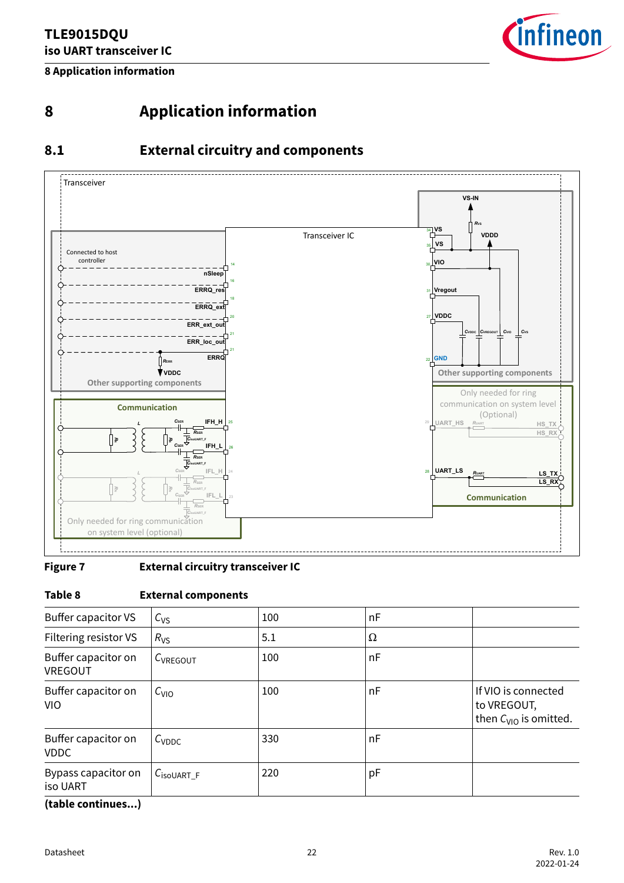# 8 Application information

## 8.1 External circuitry and components

**Figure 7** External circuitry transceiver IC

**Table 8** External components

| | | | | |
|---|---|---|---|---|
| Buffer capacitor VS | $C_{VS}$ | 100 | nF | |
| Filtering resistor VS | $R_{VS}$ | 5.1 | Ω | |
| Buffer capacitor on VREGOUT | $C_{VREGOUT}$ | 100 | nF | |
| Buffer capacitor on VIO | $C_{VIO}$ | 100 | nF | If VIO is connected to VREGOUT, then $C_{VIO}$ is omitted. |
| Buffer capacitor on VDDC | $C_{VDDC}$ | 330 | nF | |
| Bypass capacitor on iso UART | $C_{isoUART\_F}$ | 220 | pF | |

**(table continues...)**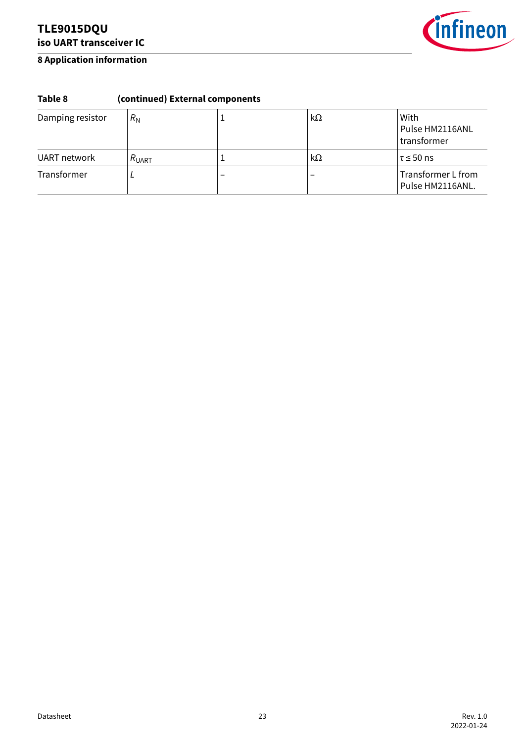**Table 8 (continued) External components**

| | | | | |
|---|---|---|---|---|
| Damping resistor | $R_N$ | 1 | kΩ | With Pulse HM2116ANL transformer |
| UART network | $R_{UART}$ | 1 | kΩ | $\tau \leq 50$ ns |
| Transformer | $L$ | – | – | Transformer L from Pulse HM2116ANL. |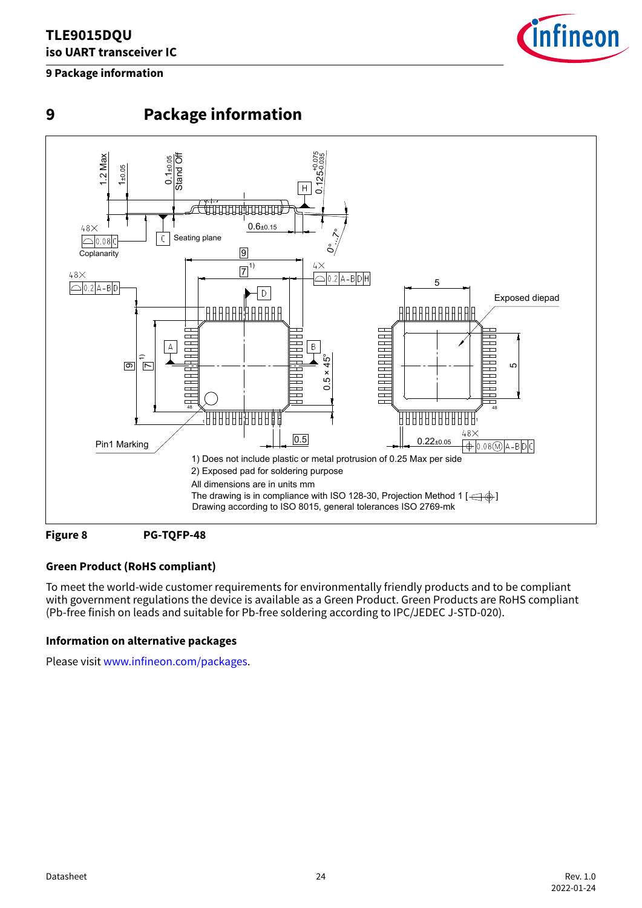# 9 Package information

1) Does not include plastic or metal protrusion of 0.25 Max per side
2) Exposed pad for soldering purpose

All dimensions are in units mm
The drawing is in compliance with ISO 128-30, Projection Method 1
Drawing according to ISO 8015, general tolerances ISO 2769-mk

**Figure 8** **PG-TQFP-48**

### Green Product (RoHS compliant)

To meet the world-wide customer requirements for environmentally friendly products and to be compliant with government regulations the device is available as a Green Product. Green Products are RoHS compliant (Pb-free finish on leads and suitable for Pb-free soldering according to IPC/JEDEC J-STD-020).

### Information on alternative packages

Please visit www.infineon.com/packages.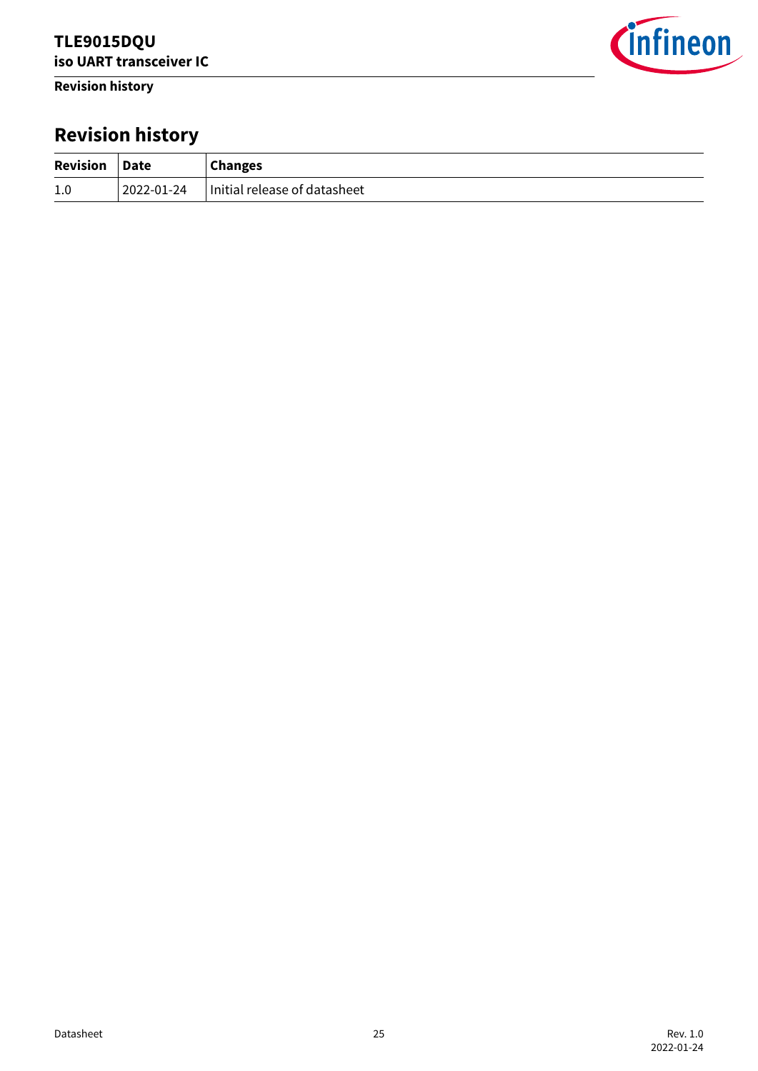# Revision history

| Revision | Date | Changes |
|---|---|---|
| 1.0 | 2022-01-24 | Initial release of datasheet |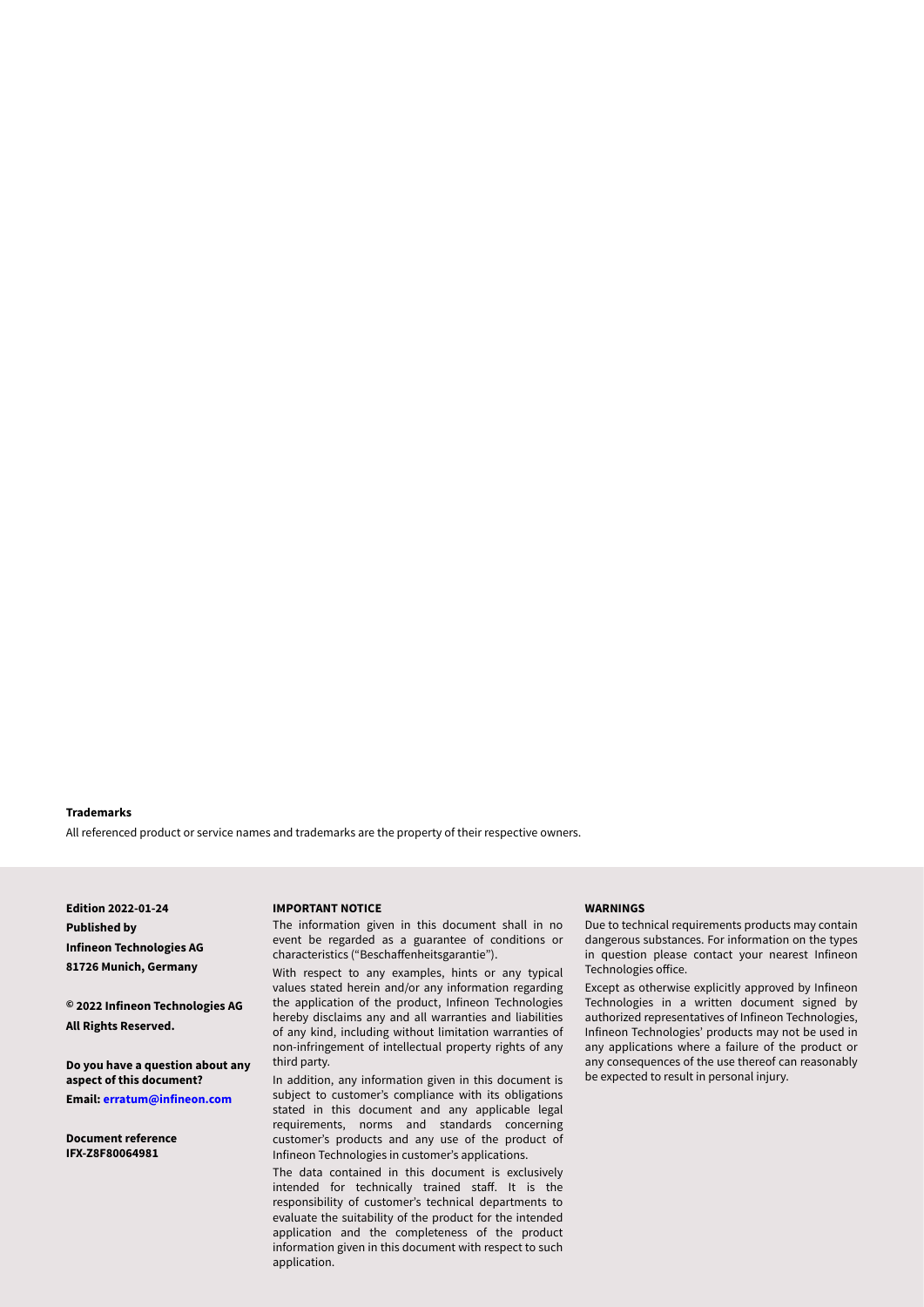**Trademarks**

All referenced product or service names and trademarks are the property of their respective owners.

**Edition 2022-01-24**

**Published by**

**Infineon Technologies AG**

**81726 Munich, Germany**

**© 2022 Infineon Technologies AG**

**All Rights Reserved.**

**Do you have a question about any aspect of this document?**

**Email: erratum@infineon.com**

**Document reference**
**IFX-Z8F80064981**

**IMPORTANT NOTICE**

The information given in this document shall in no event be regarded as a guarantee of conditions or characteristics ("Beschaffenheitsgarantie").

With respect to any examples, hints or any typical values stated herein and/or any information regarding the application of the product, Infineon Technologies hereby disclaims any and all warranties and liabilities of any kind, including without limitation warranties of non-infringement of intellectual property rights of any third party.

In addition, any information given in this document is subject to customer's compliance with its obligations stated in this document and any applicable legal requirements, norms and standards concerning customer's products and any use of the product of Infineon Technologies in customer's applications.

The data contained in this document is exclusively intended for technically trained staff. It is the responsibility of customer's technical departments to evaluate the suitability of the product for the intended application and the completeness of the product information given in this document with respect to such application.

**WARNINGS**

Due to technical requirements products may contain dangerous substances. For information on the types in question please contact your nearest Infineon Technologies office.

Except as otherwise explicitly approved by Infineon Technologies in a written document signed by authorized representatives of Infineon Technologies, Infineon Technologies' products may not be used in any applications where a failure of the product or any consequences of the use thereof can reasonably be expected to result in personal injury.